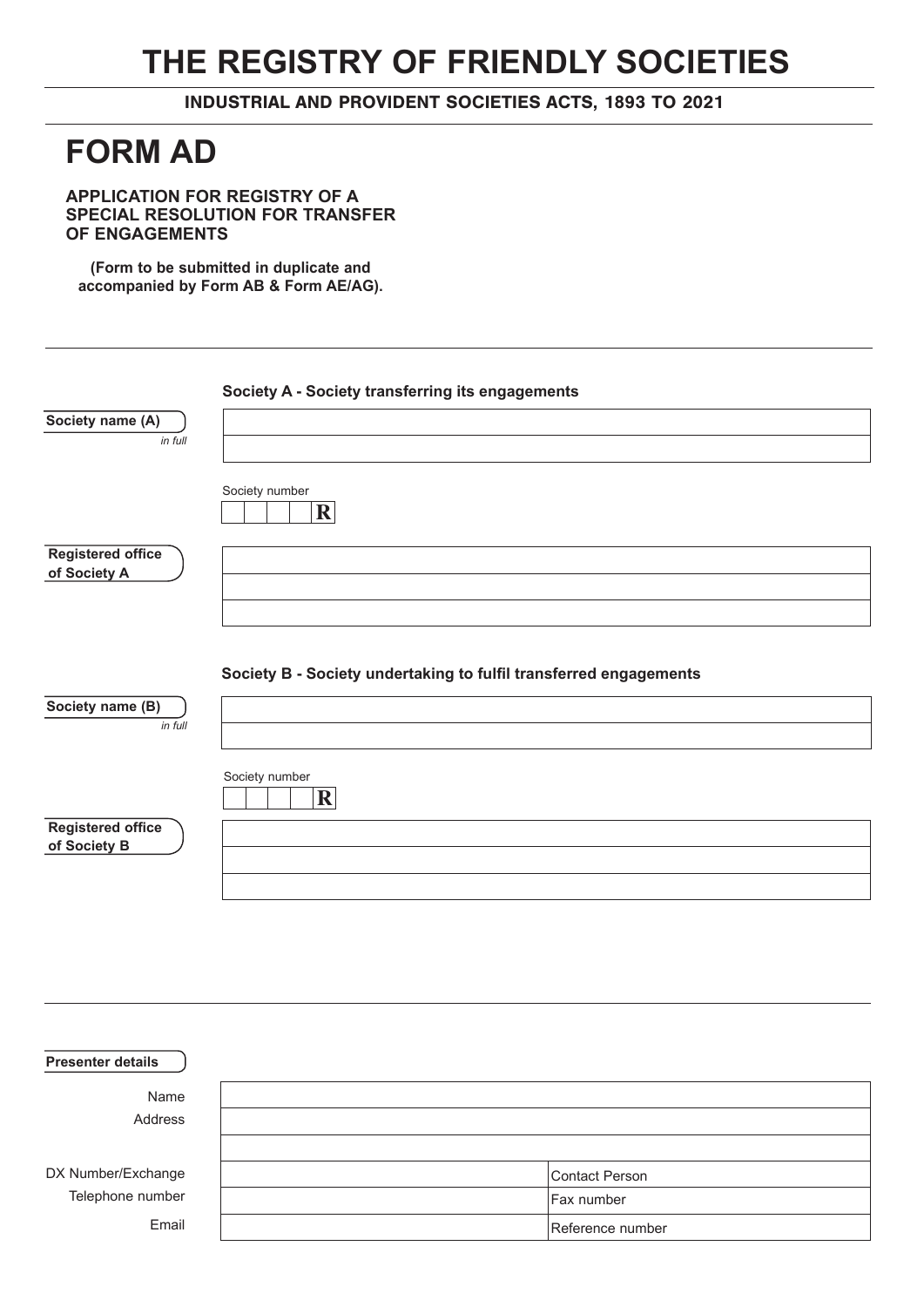# THE REGISTRY OF FRIENDLY SOCIETIES

**INDUSTRIAL AND PROVIDENT SOCIETIES ACTS, 1893 TO 2021**

# FORM AD

**APPLICATION FOR REGISTRY OF A SPECIAL RESOLUTION FOR TRANSFER OF ENGAGEMENTS**

**(Form to be submitted in duplicate and accompanied by Form AB & Form AE/AG).**

---

**Society A - Society transferring its engagements**

**Society name (A)** *in full*

Society number

| | | | | R |
|---|---|---|---|---|

**Registered office of Society A**

**Society B - Society undertaking to fulfil transferred engagements**

**Society name (B)** *in full*

Society number

| | | | | R |
|---|---|---|---|---|

**Registered office of Society B**

---

**Presenter details**

| | | |
|---|---|---|
| Name | | |
| Address | | |
| | | |
| DX Number/Exchange | | Contact Person |
| Telephone number | | Fax number |
| Email | | Reference number |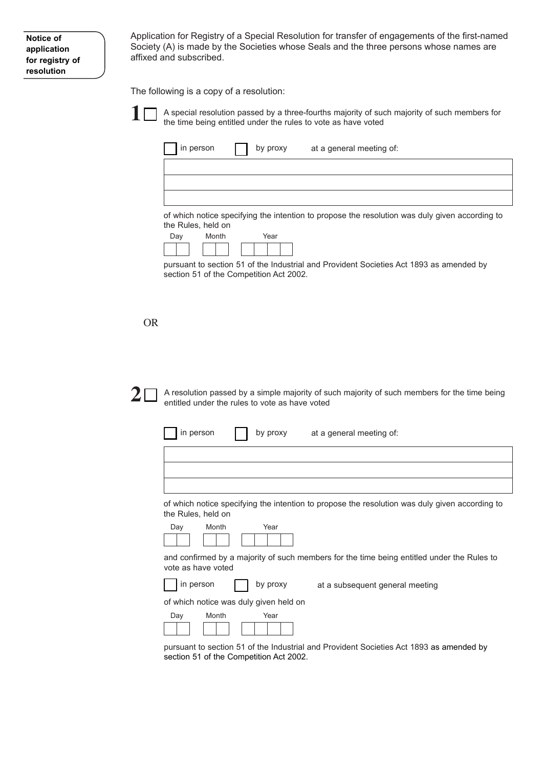**Notice of application for registry of resolution**

Application for Registry of a Special Resolution for transfer of engagements of the first-named Society (A) is made by the Societies whose Seals and the three persons whose names are affixed and subscribed.

The following is a copy of a resolution:

**1** ☐ A special resolution passed by a three-fourths majority of such majority of such members for the time being entitled under the rules to vote as have voted

☐ in person ☐ by proxy at a general meeting of:

| |
|---|
| |
| |
| |

of which notice specifying the intention to propose the resolution was duly given according to the Rules, held on

| Day | Month | Year |
|---|---|---|
| | | |

pursuant to section 51 of the Industrial and Provident Societies Act 1893 as amended by section 51 of the Competition Act 2002.

OR

**2** ☐ A resolution passed by a simple majority of such majority of such members for the time being entitled under the rules to vote as have voted

☐ in person ☐ by proxy at a general meeting of:

| |
|---|
| |
| |
| |

of which notice specifying the intention to propose the resolution was duly given according to the Rules, held on

| Day | Month | Year |
|---|---|---|
| | | |

and confirmed by a majority of such members for the time being entitled under the Rules to vote as have voted

☐ in person ☐ by proxy at a subsequent general meeting

of which notice was duly given held on

| Day | Month | Year |
|---|---|---|
| | | |

pursuant to section 51 of the Industrial and Provident Societies Act 1893 as amended by section 51 of the Competition Act 2002.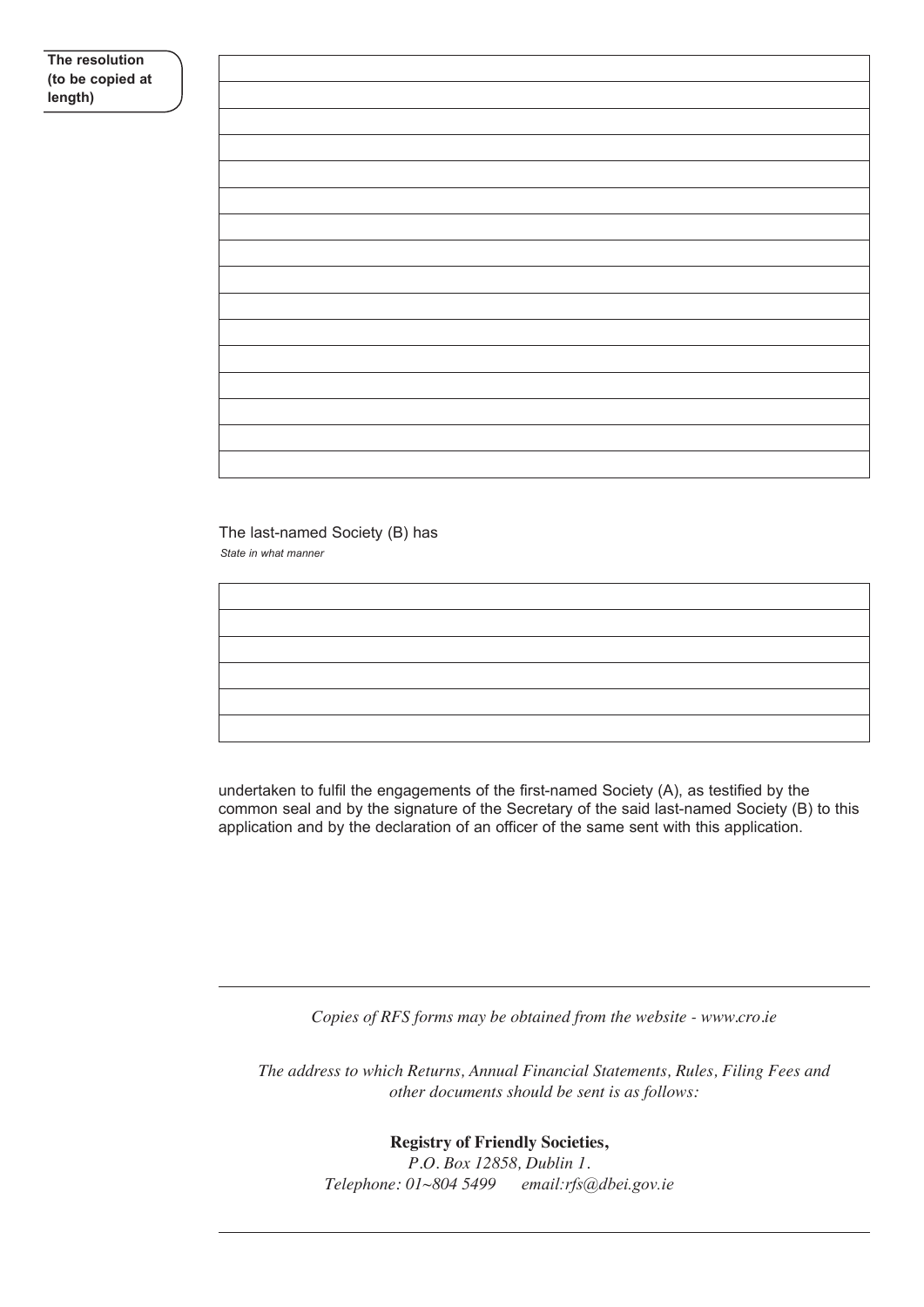**The resolution (to be copied at length)**

| |
|---|
| |
| |
| |
| |
| |
| |
| |
| |
| |
| |
| |
| |
| |
| |
| |

The last-named Society (B) has

*State in what manner*

| |
|---|
| |
| |
| |
| |
| |

undertaken to fulfil the engagements of the first-named Society (A), as testified by the common seal and by the signature of the Secretary of the said last-named Society (B) to this application and by the declaration of an officer of the same sent with this application.

---

*Copies of RFS forms may be obtained from the website - www.cro.ie*

*The address to which Returns, Annual Financial Statements, Rules, Filing Fees and other documents should be sent is as follows:*

**Registry of Friendly Societies,**
*P.O. Box 12858, Dublin 1.*
*Telephone: 01~804 5499 email:rfs@dbei.gov.ie*

---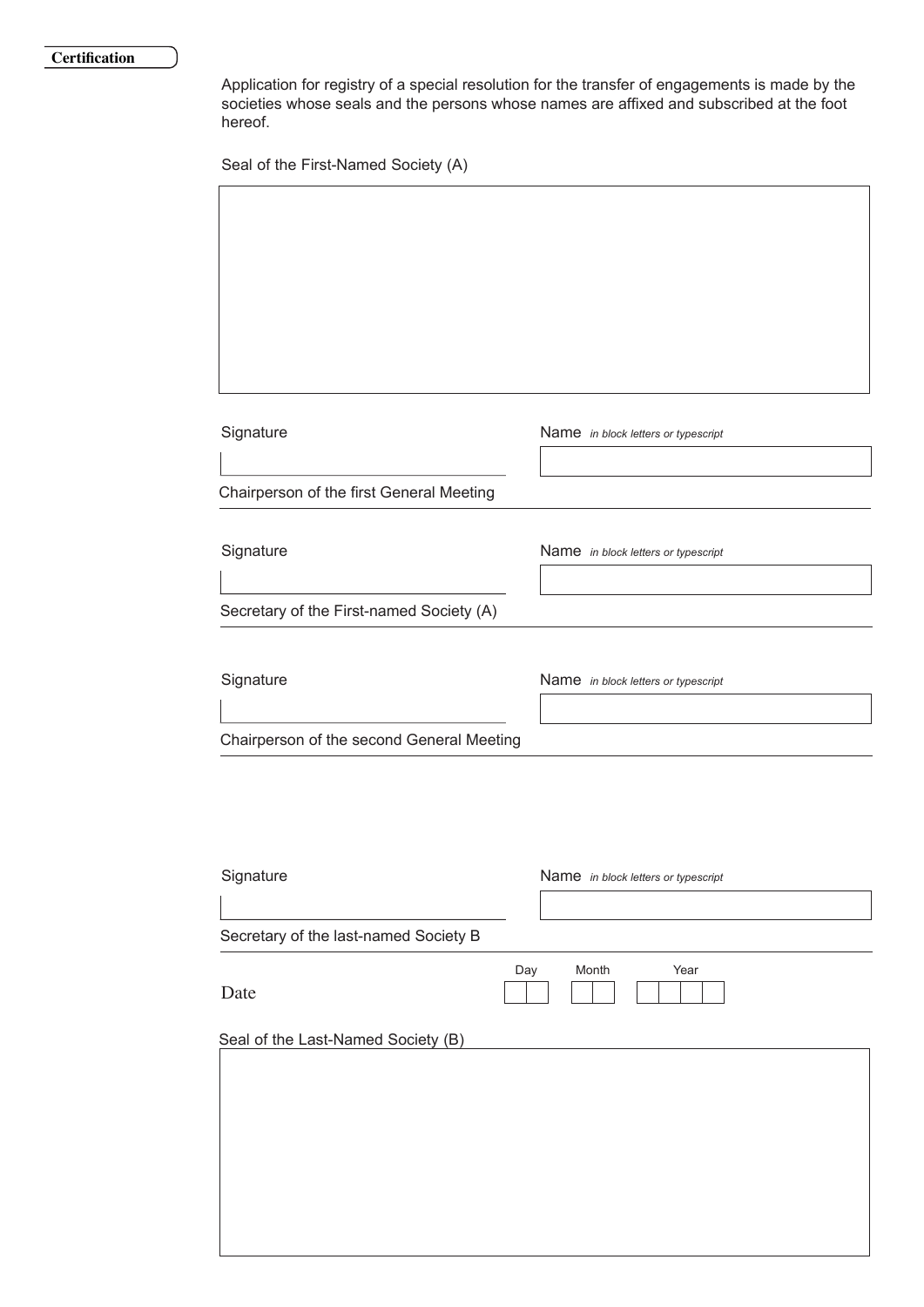## Certification

Application for registry of a special resolution for the transfer of engagements is made by the societies whose seals and the persons whose names are affixed and subscribed at the foot hereof.

Seal of the First-Named Society (A)

Signature

Chairperson of the first General Meeting

Name *in block letters or typescript*

Signature

Secretary of the First-named Society (A)

Name *in block letters or typescript*

Signature

Chairperson of the second General Meeting

Name *in block letters or typescript*

Signature

Secretary of the last-named Society B

Name *in block letters or typescript*

Date

Day | Month | Year

Seal of the Last-Named Society (B)